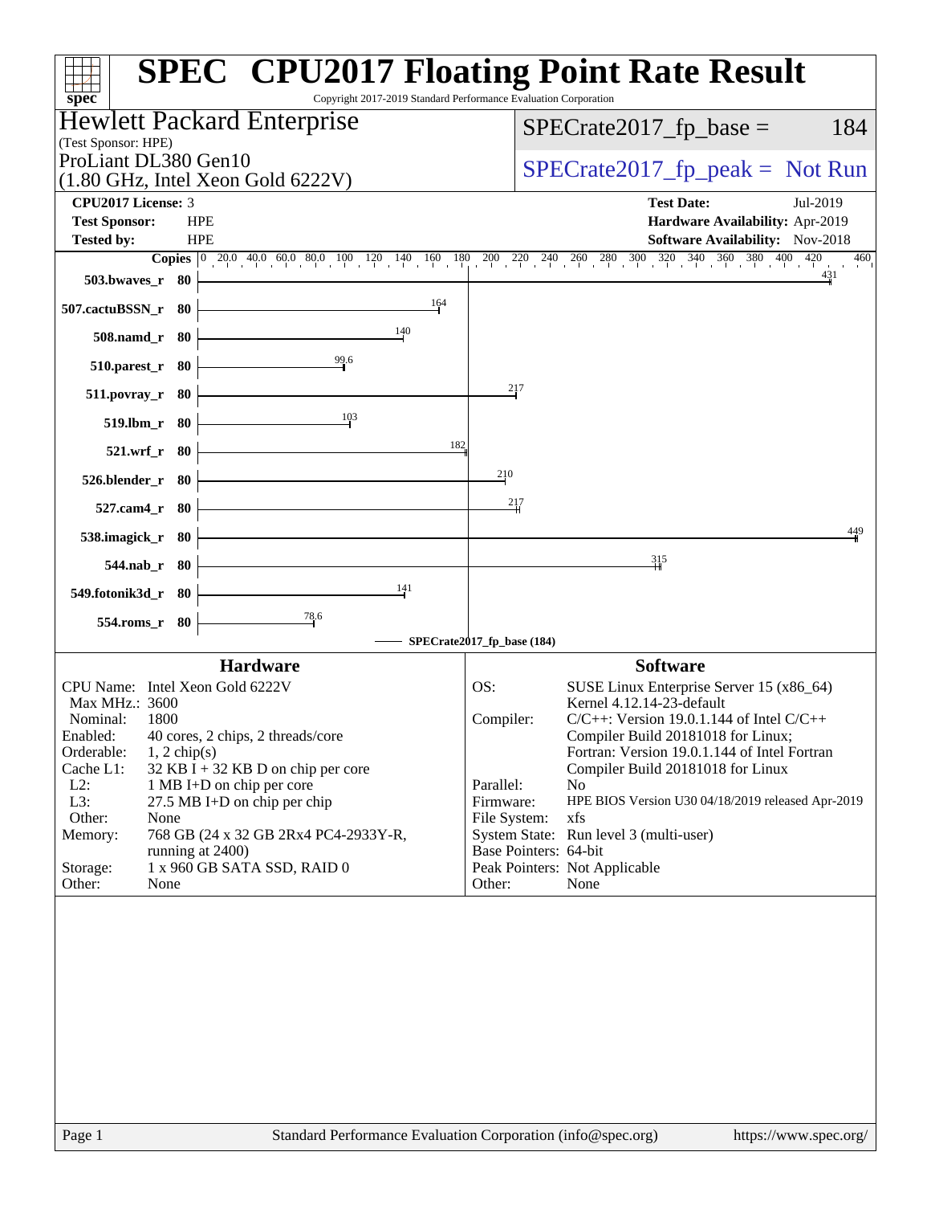# SPEC CPU2017 Floating Point Rate Result

Copyright 2017-2019 Standard Performance Evaluation Corporation

**Hewlett Packard Enterprise**
(Test Sponsor: HPE)
ProLiant DL380 Gen10
(1.80 GHz, Intel Xeon Gold 6222V)

SPECrate2017_fp_base = 184

SPECrate2017_fp_peak = Not Run

| | | | |
|---|---|---|---|
| **CPU2017 License:** | 3 | **Test Date:** | Jul-2019 |
| **Test Sponsor:** | HPE | **Hardware Availability:** | Apr-2019 |
| **Tested by:** | HPE | **Software Availability:** | Nov-2018 |

| Benchmark | Copies | Base Ratio |
|---|---|---|
| 503.bwaves_r | 80 | 431 |
| 507.cactuBSSN_r | 80 | 164 |
| 508.namd_r | 80 | 140 |
| 510.parest_r | 80 | 99.6 |
| 511.povray_r | 80 | 217 |
| 519.lbm_r | 80 | 103 |
| 521.wrf_r | 80 | 182 |
| 526.blender_r | 80 | 210 |
| 527.cam4_r | 80 | 217 |
| 538.imagick_r | 80 | 449 |
| 544.nab_r | 80 | 315 |
| 549.fotonik3d_r | 80 | 141 |
| 554.roms_r | 80 | 78.6 |

SPECrate2017_fp_base (184)

## Hardware

| | |
|---|---|
| CPU Name: | Intel Xeon Gold 6222V |
| Max MHz.: | 3600 |
| Nominal: | 1800 |
| Enabled: | 40 cores, 2 chips, 2 threads/core |
| Orderable: | 1, 2 chip(s) |
| Cache L1: | 32 KB I + 32 KB D on chip per core |
| L2: | 1 MB I+D on chip per core |
| L3: | 27.5 MB I+D on chip per chip |
| Other: | None |
| Memory: | 768 GB (24 x 32 GB 2Rx4 PC4-2933Y-R, running at 2400) |
| Storage: | 1 x 960 GB SATA SSD, RAID 0 |
| Other: | None |

## Software

| | |
|---|---|
| OS: | SUSE Linux Enterprise Server 15 (x86_64) Kernel 4.12.14-23-default |
| Compiler: | C/C++: Version 19.0.1.144 of Intel C/C++ Compiler Build 20181018 for Linux; Fortran: Version 19.0.1.144 of Intel Fortran Compiler Build 20181018 for Linux |
| Parallel: | No |
| Firmware: | HPE BIOS Version U30 04/18/2019 released Apr-2019 |
| File System: | xfs |
| System State: | Run level 3 (multi-user) |
| Base Pointers: | 64-bit |
| Peak Pointers: | Not Applicable |
| Other: | None |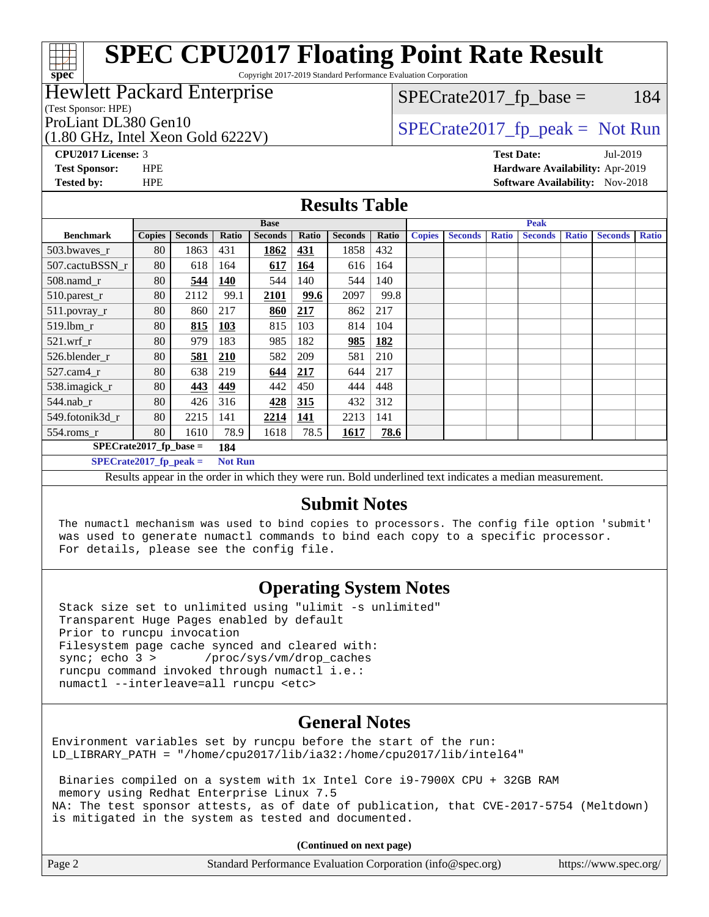# SPEC CPU2017 Floating Point Rate Result

Copyright 2017-2019 Standard Performance Evaluation Corporation

**Hewlett Packard Enterprise**
(Test Sponsor: HPE)
ProLiant DL380 Gen10
(1.80 GHz, Intel Xeon Gold 6222V)

SPECrate2017_fp_base = 184

SPECrate2017_fp_peak = Not Run

**CPU2017 License:** 3
**Test Sponsor:** HPE
**Tested by:** HPE

**Test Date:** Jul-2019
**Hardware Availability:** Apr-2019
**Software Availability:** Nov-2018

## Results Table

| Benchmark | Base | | | | | | | Peak | | | | | | |
|---|---|---|---|---|---|---|---|---|---|---|---|---|---|---|
| | Copies | Seconds | Ratio | Seconds | Ratio | Seconds | Ratio | Copies | Seconds | Ratio | Seconds | Ratio | Seconds | Ratio |
| 503.bwaves_r | 80 | 1863 | 431 | **1862** | **431** | 1858 | 432 | | | | | | | |
| 507.cactuBSSN_r | 80 | 618 | 164 | **617** | **164** | 616 | 164 | | | | | | | |
| 508.namd_r | 80 | **544** | **140** | 544 | 140 | 544 | 140 | | | | | | | |
| 510.parest_r | 80 | 2112 | 99.1 | **2101** | **99.6** | 2097 | 99.8 | | | | | | | |
| 511.povray_r | 80 | 860 | 217 | **860** | **217** | 862 | 217 | | | | | | | |
| 519.lbm_r | 80 | **815** | **103** | 815 | 103 | 814 | 104 | | | | | | | |
| 521.wrf_r | 80 | 979 | 183 | 985 | 182 | **985** | **182** | | | | | | | |
| 526.blender_r | 80 | **581** | **210** | 582 | 209 | 581 | 210 | | | | | | | |
| 527.cam4_r | 80 | 638 | 219 | **644** | **217** | 644 | 217 | | | | | | | |
| 538.imagick_r | 80 | **443** | **449** | 442 | 450 | 444 | 448 | | | | | | | |
| 544.nab_r | 80 | 426 | 316 | **428** | **315** | 432 | 312 | | | | | | | |
| 549.fotonik3d_r | 80 | 2215 | 141 | **2214** | **141** | 2213 | 141 | | | | | | | |
| 554.roms_r | 80 | 1610 | 78.9 | 1618 | 78.5 | **1617** | **78.6** | | | | | | | |

**SPECrate2017_fp_base = 184**

**SPECrate2017_fp_peak = Not Run**

Results appear in the order in which they were run. Bold underlined text indicates a median measurement.

## Submit Notes

```
The numactl mechanism was used to bind copies to processors. The config file option 'submit'
was used to generate numactl commands to bind each copy to a specific processor.
For details, please see the config file.
```

## Operating System Notes

```
Stack size set to unlimited using "ulimit -s unlimited"
Transparent Huge Pages enabled by default
Prior to runcpu invocation
Filesystem page cache synced and cleared with:
sync; echo 3 >       /proc/sys/vm/drop_caches
runcpu command invoked through numactl i.e.:
numactl --interleave=all runcpu <etc>
```

## General Notes

```
Environment variables set by runcpu before the start of the run:
LD_LIBRARY_PATH = "/home/cpu2017/lib/ia32:/home/cpu2017/lib/intel64"

 Binaries compiled on a system with 1x Intel Core i9-7900X CPU + 32GB RAM
 memory using Redhat Enterprise Linux 7.5
NA: The test sponsor attests, as of date of publication, that CVE-2017-5754 (Meltdown)
is mitigated in the system as tested and documented.
```

**(Continued on next page)**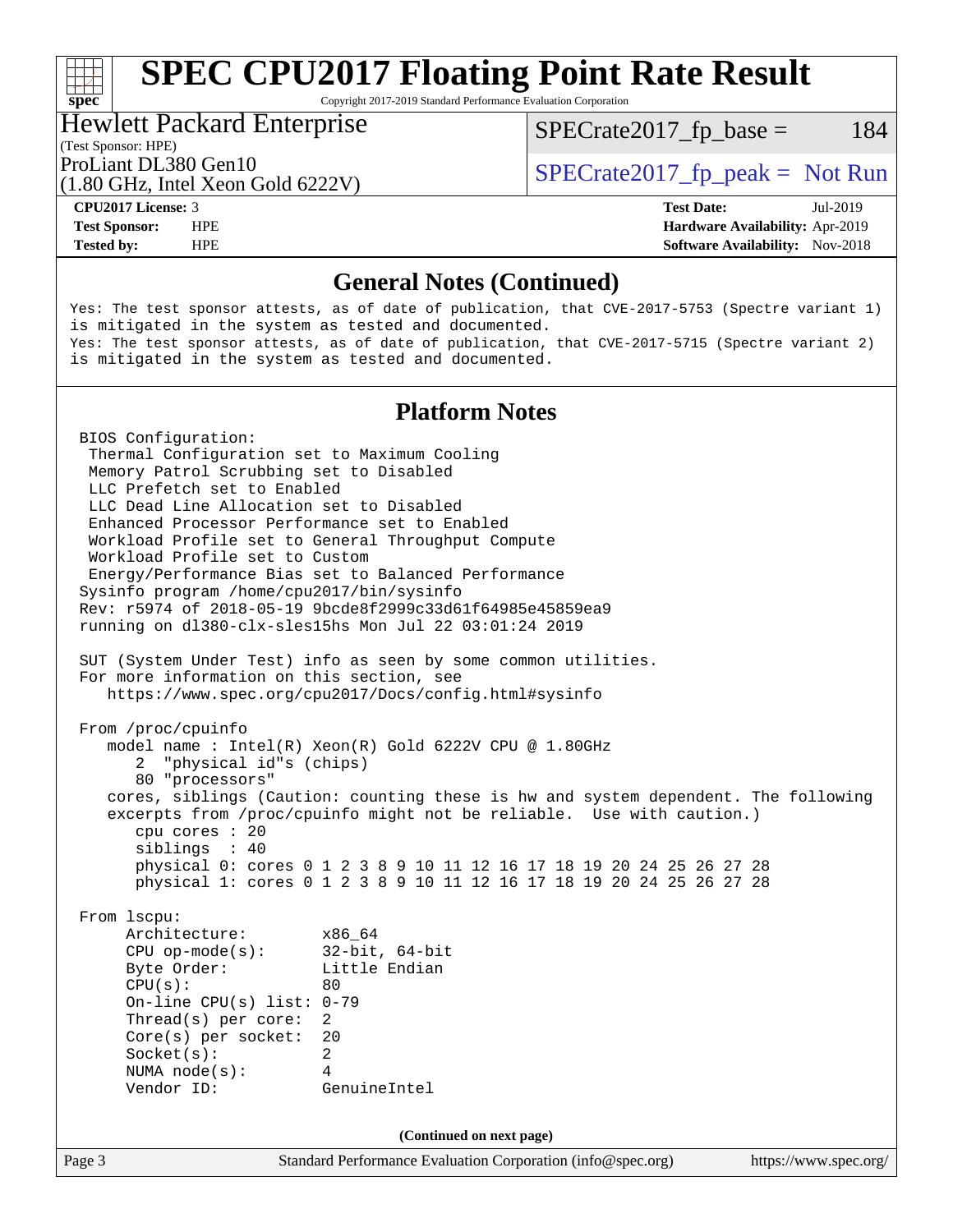## General Notes (Continued)

```
Yes: The test sponsor attests, as of date of publication, that CVE-2017-5753 (Spectre variant 1)
is mitigated in the system as tested and documented.
Yes: The test sponsor attests, as of date of publication, that CVE-2017-5715 (Spectre variant 2)
is mitigated in the system as tested and documented.
```

## Platform Notes

```
BIOS Configuration:
 Thermal Configuration set to Maximum Cooling
 Memory Patrol Scrubbing set to Disabled
 LLC Prefetch set to Enabled
 LLC Dead Line Allocation set to Disabled
 Enhanced Processor Performance set to Enabled
 Workload Profile set to General Throughput Compute
 Workload Profile set to Custom
 Energy/Performance Bias set to Balanced Performance
Sysinfo program /home/cpu2017/bin/sysinfo
Rev: r5974 of 2018-05-19 9bcde8f2999c33d61f64985e45859ea9
running on dl380-clx-sles15hs Mon Jul 22 03:01:24 2019

SUT (System Under Test) info as seen by some common utilities.
For more information on this section, see
   https://www.spec.org/cpu2017/Docs/config.html#sysinfo

From /proc/cpuinfo
   model name : Intel(R) Xeon(R) Gold 6222V CPU @ 1.80GHz
      2  "physical id"s (chips)
      80 "processors"
   cores, siblings (Caution: counting these is hw and system dependent. The following
   excerpts from /proc/cpuinfo might not be reliable.  Use with caution.)
      cpu cores : 20
      siblings  : 40
      physical 0: cores 0 1 2 3 8 9 10 11 12 16 17 18 19 20 24 25 26 27 28
      physical 1: cores 0 1 2 3 8 9 10 11 12 16 17 18 19 20 24 25 26 27 28

From lscpu:
     Architecture:        x86_64
     CPU op-mode(s):      32-bit, 64-bit
     Byte Order:          Little Endian
     CPU(s):              80
     On-line CPU(s) list: 0-79
     Thread(s) per core:  2
     Core(s) per socket:  20
     Socket(s):           2
     NUMA node(s):        4
     Vendor ID:           GenuineIntel
```

(Continued on next page)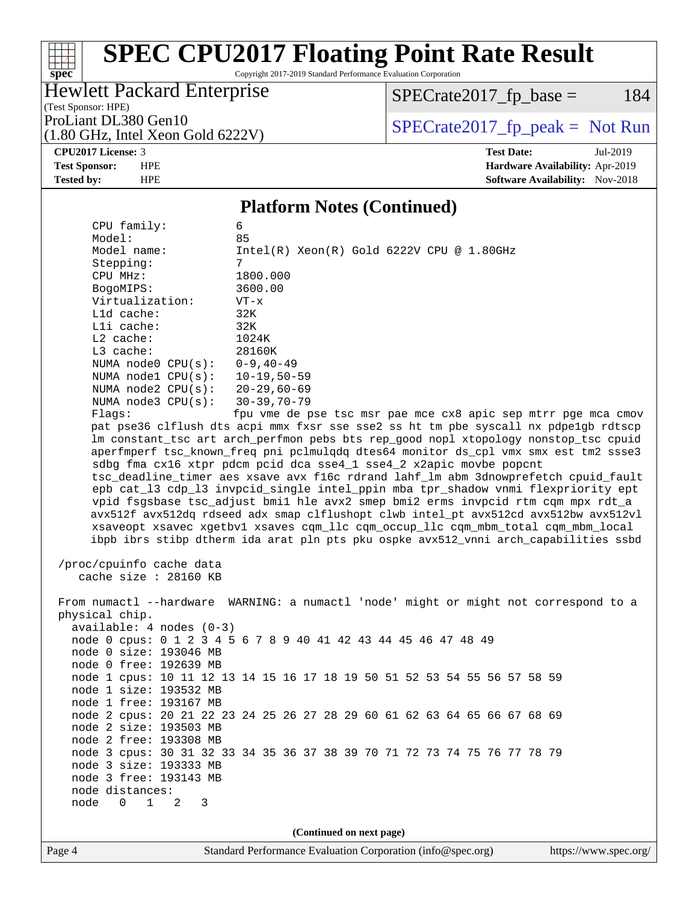## Platform Notes (Continued)

```
     CPU family:          6
     Model:               85
     Model name:          Intel(R) Xeon(R) Gold 6222V CPU @ 1.80GHz
     Stepping:            7
     CPU MHz:             1800.000
     BogoMIPS:            3600.00
     Virtualization:      VT-x
     L1d cache:           32K
     L1i cache:           32K
     L2 cache:            1024K
     L3 cache:            28160K
     NUMA node0 CPU(s):   0-9,40-49
     NUMA node1 CPU(s):   10-19,50-59
     NUMA node2 CPU(s):   20-29,60-69
     NUMA node3 CPU(s):   30-39,70-79
     Flags:               fpu vme de pse tsc msr pae mce cx8 apic sep mtrr pge mca cmov
     pat pse36 clflush dts acpi mmx fxsr sse sse2 ss ht tm pbe syscall nx pdpe1gb rdtscp
     lm constant_tsc art arch_perfmon pebs bts rep_good nopl xtopology nonstop_tsc cpuid
     aperfmperf tsc_known_freq pni pclmulqdq dtes64 monitor ds_cpl vmx smx est tm2 ssse3
     sdbg fma cx16 xtpr pdcm pcid dca sse4_1 sse4_2 x2apic movbe popcnt
     tsc_deadline_timer aes xsave avx f16c rdrand lahf_lm abm 3dnowprefetch cpuid_fault
     epb cat_l3 cdp_l3 invpcid_single intel_ppin mba tpr_shadow vnmi flexpriority ept
     vpid fsgsbase tsc_adjust bmi1 hle avx2 smep bmi2 erms invpcid rtm cqm mpx rdt_a
     avx512f avx512dq rdseed adx smap clflushopt clwb intel_pt avx512cd avx512bw avx512vl
     xsaveopt xsavec xgetbv1 xsaves cqm_llc cqm_occup_llc cqm_mbm_total cqm_mbm_local
     ibpb ibrs stibp dtherm ida arat pln pts pku ospke avx512_vnni arch_capabilities ssbd

 /proc/cpuinfo cache data
    cache size : 28160 KB

 From numactl --hardware  WARNING: a numactl 'node' might or might not correspond to a
 physical chip.
   available: 4 nodes (0-3)
   node 0 cpus: 0 1 2 3 4 5 6 7 8 9 40 41 42 43 44 45 46 47 48 49
   node 0 size: 193046 MB
   node 0 free: 192639 MB
   node 1 cpus: 10 11 12 13 14 15 16 17 18 19 50 51 52 53 54 55 56 57 58 59
   node 1 size: 193532 MB
   node 1 free: 193167 MB
   node 2 cpus: 20 21 22 23 24 25 26 27 28 29 60 61 62 63 64 65 66 67 68 69
   node 2 size: 193503 MB
   node 2 free: 193308 MB
   node 3 cpus: 30 31 32 33 34 35 36 37 38 39 70 71 72 73 74 75 76 77 78 79
   node 3 size: 193333 MB
   node 3 free: 193143 MB
   node distances:
   node   0   1   2   3
```

(Continued on next page)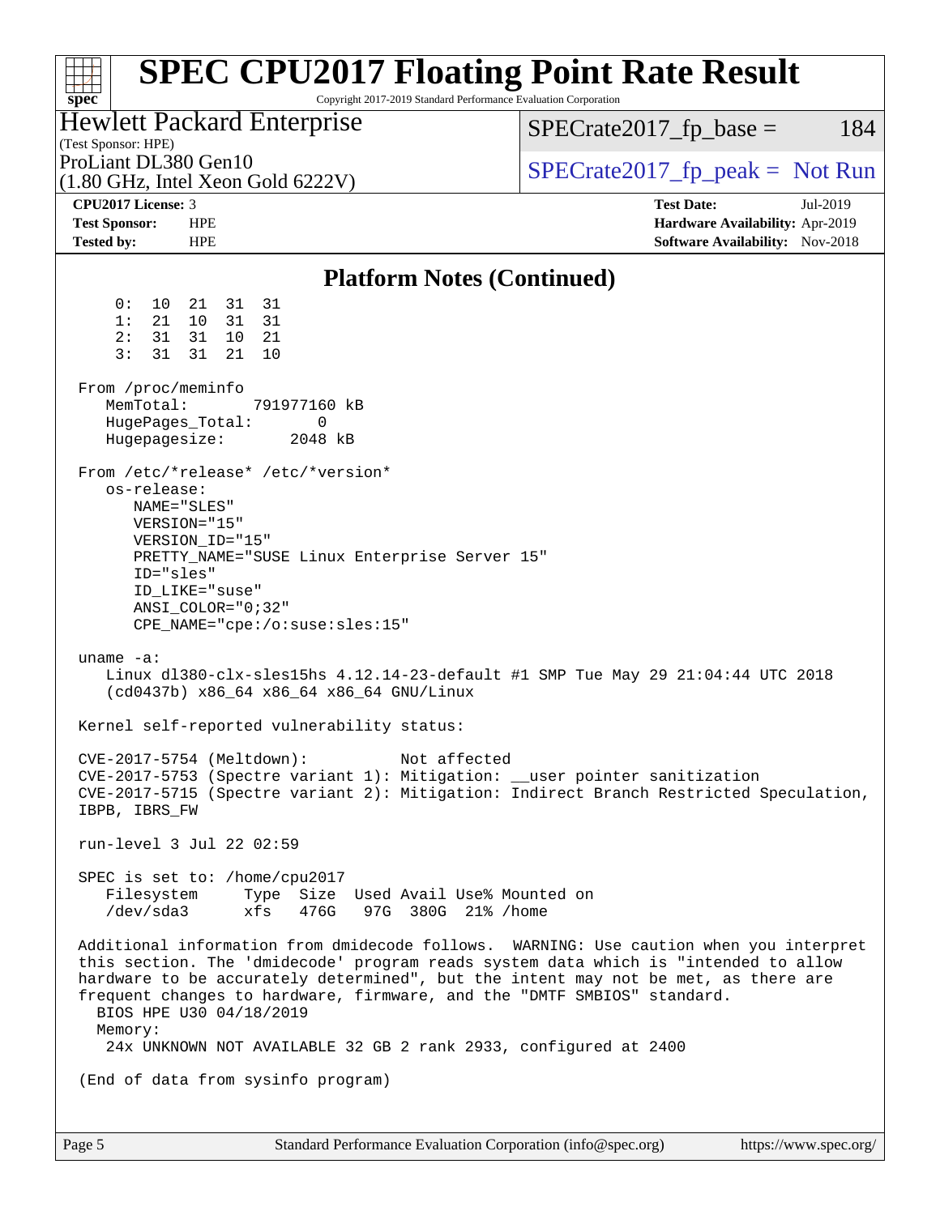## Platform Notes (Continued)

```
     0:  10  21  31  31
     1:  21  10  31  31
     2:  31  31  10  21
     3:  31  31  21  10

 From /proc/meminfo
    MemTotal:       791977160 kB
    HugePages_Total:       0
    Hugepagesize:       2048 kB

 From /etc/*release* /etc/*version*
    os-release:
       NAME="SLES"
       VERSION="15"
       VERSION_ID="15"
       PRETTY_NAME="SUSE Linux Enterprise Server 15"
       ID="sles"
       ID_LIKE="suse"
       ANSI_COLOR="0;32"
       CPE_NAME="cpe:/o:suse:sles:15"

 uname -a:
    Linux dl380-clx-sles15hs 4.12.14-23-default #1 SMP Tue May 29 21:04:44 UTC 2018
    (cd0437b) x86_64 x86_64 x86_64 GNU/Linux

 Kernel self-reported vulnerability status:

 CVE-2017-5754 (Meltdown):          Not affected
 CVE-2017-5753 (Spectre variant 1): Mitigation: __user pointer sanitization
 CVE-2017-5715 (Spectre variant 2): Mitigation: Indirect Branch Restricted Speculation,
 IBPB, IBRS_FW

 run-level 3 Jul 22 02:59

 SPEC is set to: /home/cpu2017
    Filesystem     Type  Size  Used Avail Use% Mounted on
    /dev/sda3      xfs   476G   97G  380G  21% /home

 Additional information from dmidecode follows.  WARNING: Use caution when you interpret
 this section. The 'dmidecode' program reads system data which is "intended to allow
 hardware to be accurately determined", but the intent may not be met, as there are
 frequent changes to hardware, firmware, and the "DMTF SMBIOS" standard.
   BIOS HPE U30 04/18/2019
   Memory:
    24x UNKNOWN NOT AVAILABLE 32 GB 2 rank 2933, configured at 2400

 (End of data from sysinfo program)
```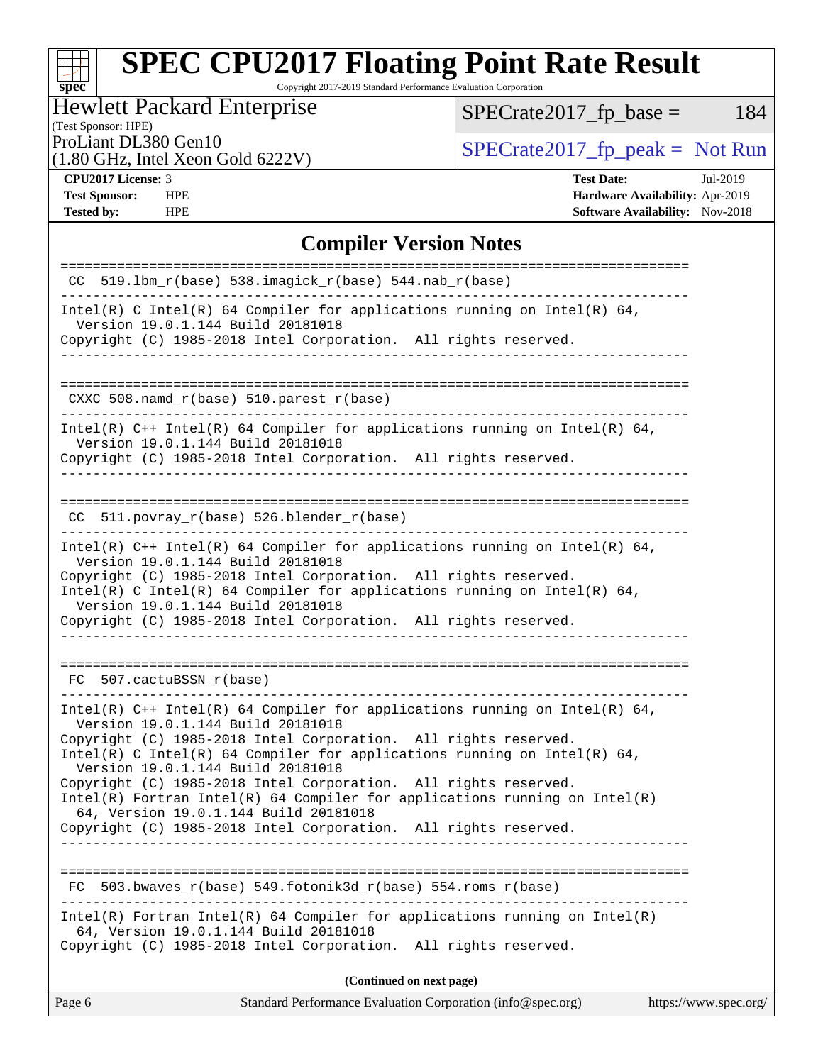## Compiler Version Notes

```
==============================================================================
 CC  519.lbm_r(base) 538.imagick_r(base) 544.nab_r(base)
------------------------------------------------------------------------------
Intel(R) C Intel(R) 64 Compiler for applications running on Intel(R) 64,
  Version 19.0.1.144 Build 20181018
Copyright (C) 1985-2018 Intel Corporation.  All rights reserved.
------------------------------------------------------------------------------

==============================================================================
 CXXC 508.namd_r(base) 510.parest_r(base)
------------------------------------------------------------------------------
Intel(R) C++ Intel(R) 64 Compiler for applications running on Intel(R) 64,
  Version 19.0.1.144 Build 20181018
Copyright (C) 1985-2018 Intel Corporation.  All rights reserved.
------------------------------------------------------------------------------

==============================================================================
 CC  511.povray_r(base) 526.blender_r(base)
------------------------------------------------------------------------------
Intel(R) C++ Intel(R) 64 Compiler for applications running on Intel(R) 64,
  Version 19.0.1.144 Build 20181018
Copyright (C) 1985-2018 Intel Corporation.  All rights reserved.
Intel(R) C Intel(R) 64 Compiler for applications running on Intel(R) 64,
  Version 19.0.1.144 Build 20181018
Copyright (C) 1985-2018 Intel Corporation.  All rights reserved.
------------------------------------------------------------------------------

==============================================================================
 FC  507.cactuBSSN_r(base)
------------------------------------------------------------------------------
Intel(R) C++ Intel(R) 64 Compiler for applications running on Intel(R) 64,
  Version 19.0.1.144 Build 20181018
Copyright (C) 1985-2018 Intel Corporation.  All rights reserved.
Intel(R) C Intel(R) 64 Compiler for applications running on Intel(R) 64,
  Version 19.0.1.144 Build 20181018
Copyright (C) 1985-2018 Intel Corporation.  All rights reserved.
Intel(R) Fortran Intel(R) 64 Compiler for applications running on Intel(R)
  64, Version 19.0.1.144 Build 20181018
Copyright (C) 1985-2018 Intel Corporation.  All rights reserved.
------------------------------------------------------------------------------

==============================================================================
 FC  503.bwaves_r(base) 549.fotonik3d_r(base) 554.roms_r(base)
------------------------------------------------------------------------------
Intel(R) Fortran Intel(R) 64 Compiler for applications running on Intel(R)
  64, Version 19.0.1.144 Build 20181018
Copyright (C) 1985-2018 Intel Corporation.  All rights reserved.
```

**(Continued on next page)**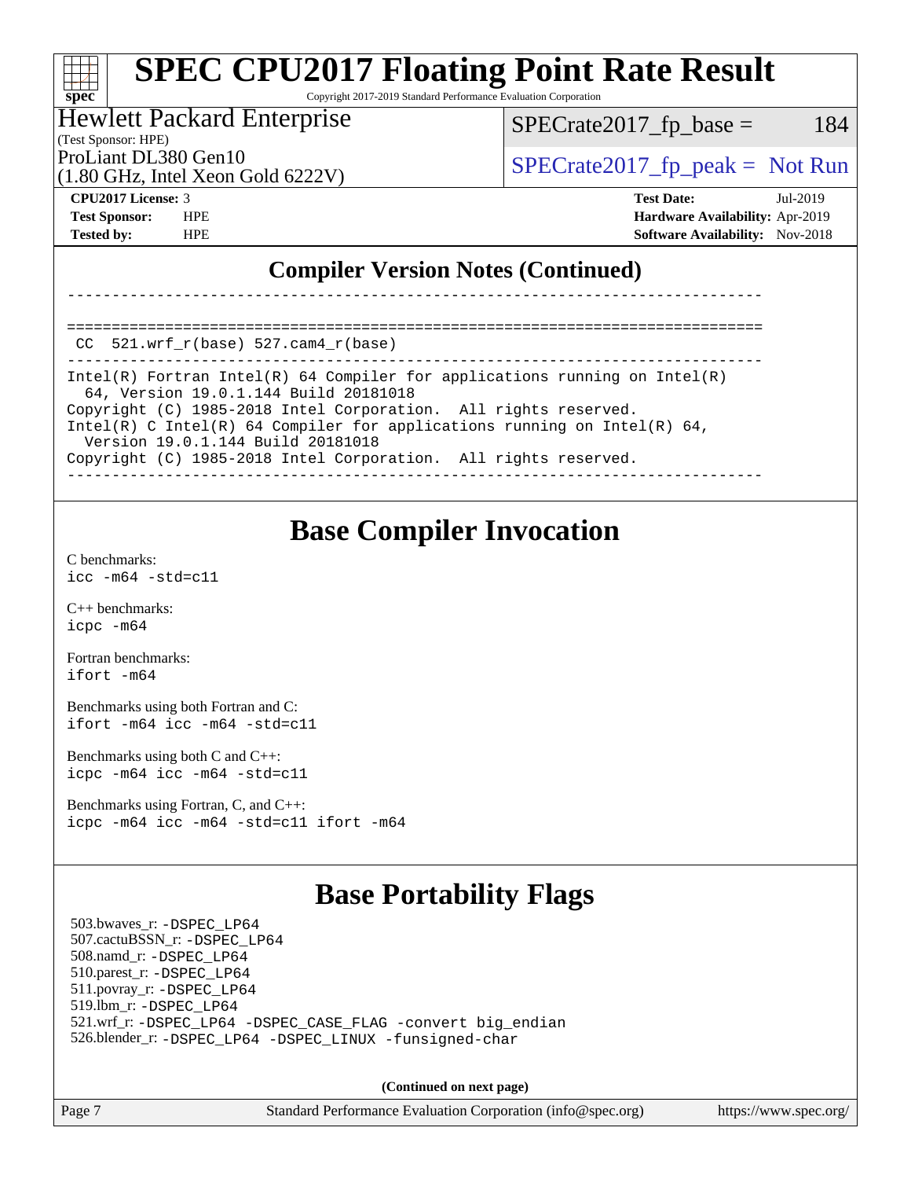## Compiler Version Notes (Continued)

```
------------------------------------------------------------------------------

==============================================================================
 CC  521.wrf_r(base) 527.cam4_r(base)
------------------------------------------------------------------------------
Intel(R) Fortran Intel(R) 64 Compiler for applications running on Intel(R)
  64, Version 19.0.1.144 Build 20181018
Copyright (C) 1985-2018 Intel Corporation.  All rights reserved.
Intel(R) C Intel(R) 64 Compiler for applications running on Intel(R) 64,
  Version 19.0.1.144 Build 20181018
Copyright (C) 1985-2018 Intel Corporation.  All rights reserved.
------------------------------------------------------------------------------
```

## Base Compiler Invocation

C benchmarks:
`icc -m64 -std=c11`

C++ benchmarks:
`icpc -m64`

Fortran benchmarks:
`ifort -m64`

Benchmarks using both Fortran and C:
`ifort -m64 icc -m64 -std=c11`

Benchmarks using both C and C++:
`icpc -m64 icc -m64 -std=c11`

Benchmarks using Fortran, C, and C++:
`icpc -m64 icc -m64 -std=c11 ifort -m64`

## Base Portability Flags

503.bwaves_r: `-DSPEC_LP64`
507.cactuBSSN_r: `-DSPEC_LP64`
508.namd_r: `-DSPEC_LP64`
510.parest_r: `-DSPEC_LP64`
511.povray_r: `-DSPEC_LP64`
519.lbm_r: `-DSPEC_LP64`
521.wrf_r: `-DSPEC_LP64 -DSPEC_CASE_FLAG -convert big_endian`
526.blender_r: `-DSPEC_LP64 -DSPEC_LINUX -funsigned-char`

**(Continued on next page)**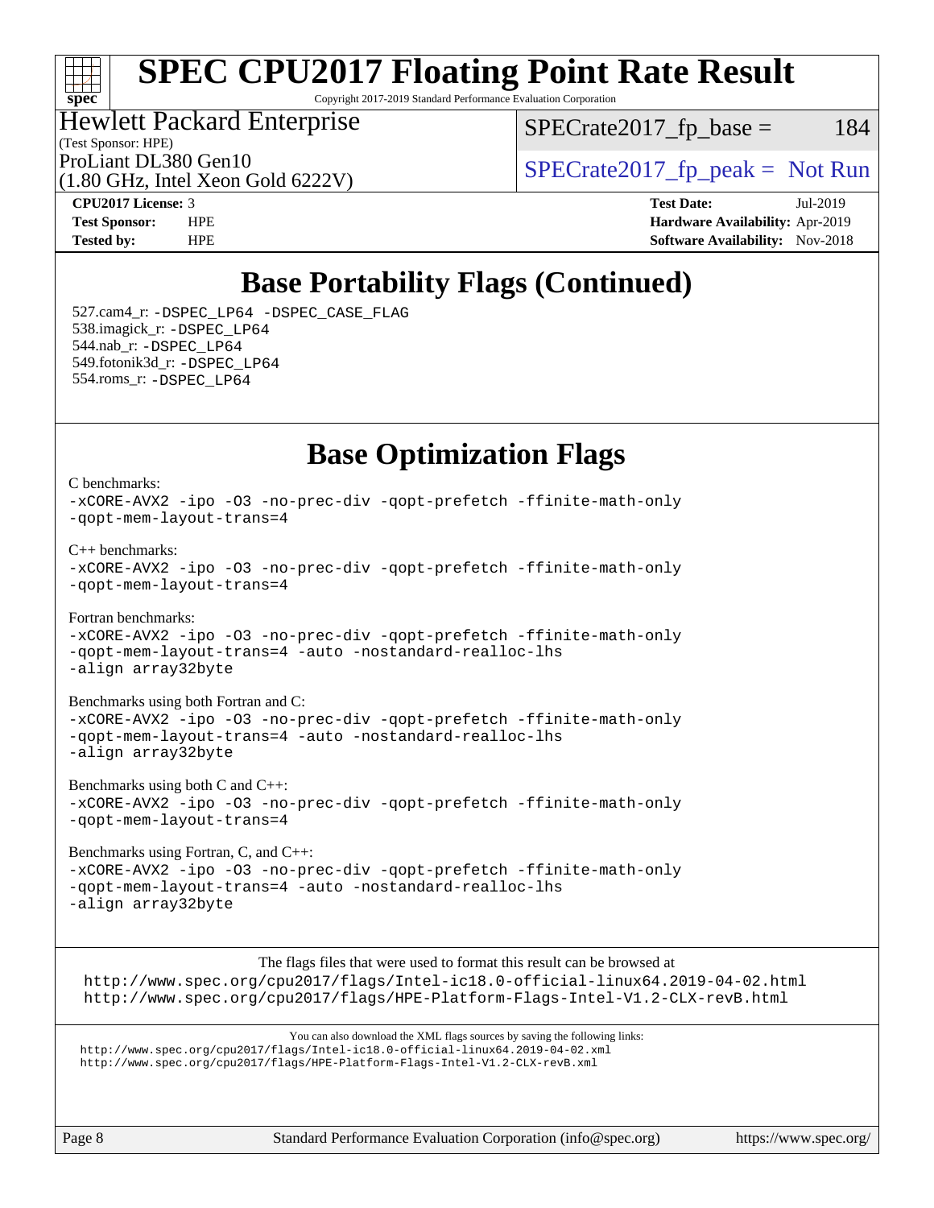# SPEC CPU2017 Floating Point Rate Result

Copyright 2017-2019 Standard Performance Evaluation Corporation

**Hewlett Packard Enterprise**
(Test Sponsor: HPE)
ProLiant DL380 Gen10
(1.80 GHz, Intel Xeon Gold 6222V)

SPECrate2017_fp_base = 184

SPECrate2017_fp_peak = Not Run

| | | | |
|---|---|---|---|
| **CPU2017 License:** | 3 | **Test Date:** | Jul-2019 |
| **Test Sponsor:** | HPE | **Hardware Availability:** | Apr-2019 |
| **Tested by:** | HPE | **Software Availability:** | Nov-2018 |

## Base Portability Flags (Continued)

527.cam4_r: -DSPEC_LP64 -DSPEC_CASE_FLAG
538.imagick_r: -DSPEC_LP64
544.nab_r: -DSPEC_LP64
549.fotonik3d_r: -DSPEC_LP64
554.roms_r: -DSPEC_LP64

## Base Optimization Flags

C benchmarks:
```
-xCORE-AVX2 -ipo -O3 -no-prec-div -qopt-prefetch -ffinite-math-only
-qopt-mem-layout-trans=4
```

C++ benchmarks:
```
-xCORE-AVX2 -ipo -O3 -no-prec-div -qopt-prefetch -ffinite-math-only
-qopt-mem-layout-trans=4
```

Fortran benchmarks:
```
-xCORE-AVX2 -ipo -O3 -no-prec-div -qopt-prefetch -ffinite-math-only
-qopt-mem-layout-trans=4 -auto -nostandard-realloc-lhs
-align array32byte
```

Benchmarks using both Fortran and C:
```
-xCORE-AVX2 -ipo -O3 -no-prec-div -qopt-prefetch -ffinite-math-only
-qopt-mem-layout-trans=4 -auto -nostandard-realloc-lhs
-align array32byte
```

Benchmarks using both C and C++:
```
-xCORE-AVX2 -ipo -O3 -no-prec-div -qopt-prefetch -ffinite-math-only
-qopt-mem-layout-trans=4
```

Benchmarks using Fortran, C, and C++:
```
-xCORE-AVX2 -ipo -O3 -no-prec-div -qopt-prefetch -ffinite-math-only
-qopt-mem-layout-trans=4 -auto -nostandard-realloc-lhs
-align array32byte
```

The flags files that were used to format this result can be browsed at
http://www.spec.org/cpu2017/flags/Intel-ic18.0-official-linux64.2019-04-02.html
http://www.spec.org/cpu2017/flags/HPE-Platform-Flags-Intel-V1.2-CLX-revB.html

You can also download the XML flags sources by saving the following links:
http://www.spec.org/cpu2017/flags/Intel-ic18.0-official-linux64.2019-04-02.xml
http://www.spec.org/cpu2017/flags/HPE-Platform-Flags-Intel-V1.2-CLX-revB.xml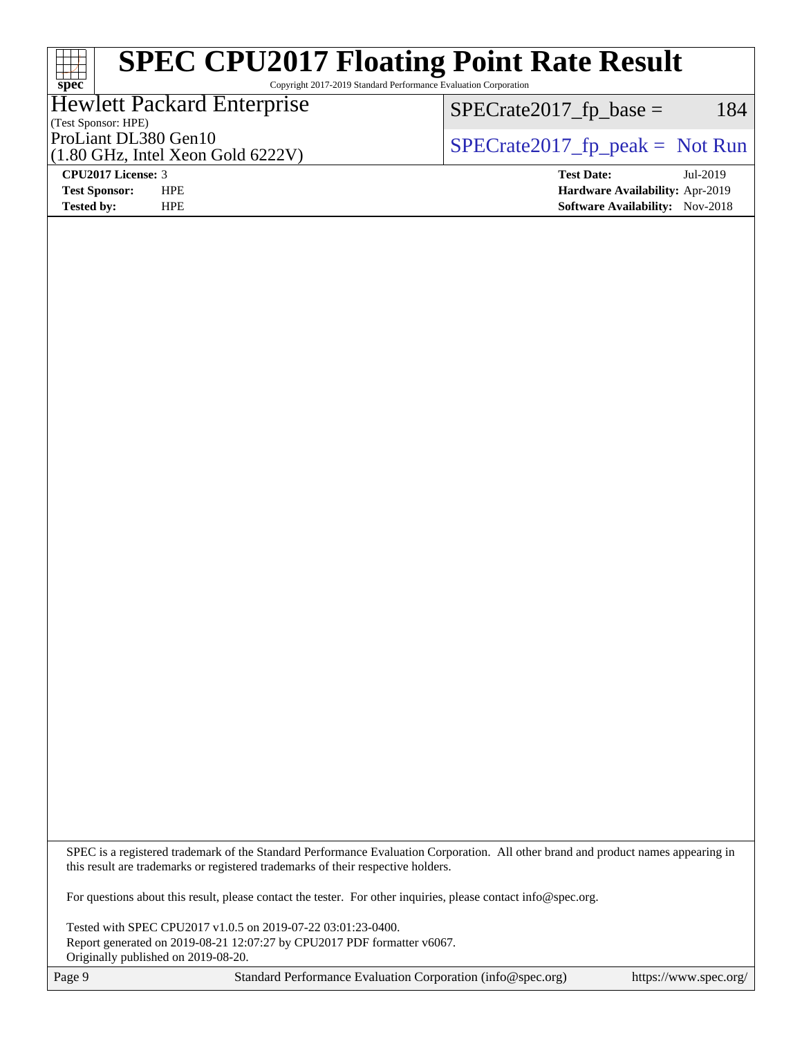SPEC is a registered trademark of the Standard Performance Evaluation Corporation. All other brand and product names appearing in this result are trademarks or registered trademarks of their respective holders.

For questions about this result, please contact the tester. For other inquiries, please contact info@spec.org.

Tested with SPEC CPU2017 v1.0.5 on 2019-07-22 03:01:23-0400.
Report generated on 2019-08-21 12:07:27 by CPU2017 PDF formatter v6067.
Originally published on 2019-08-20.